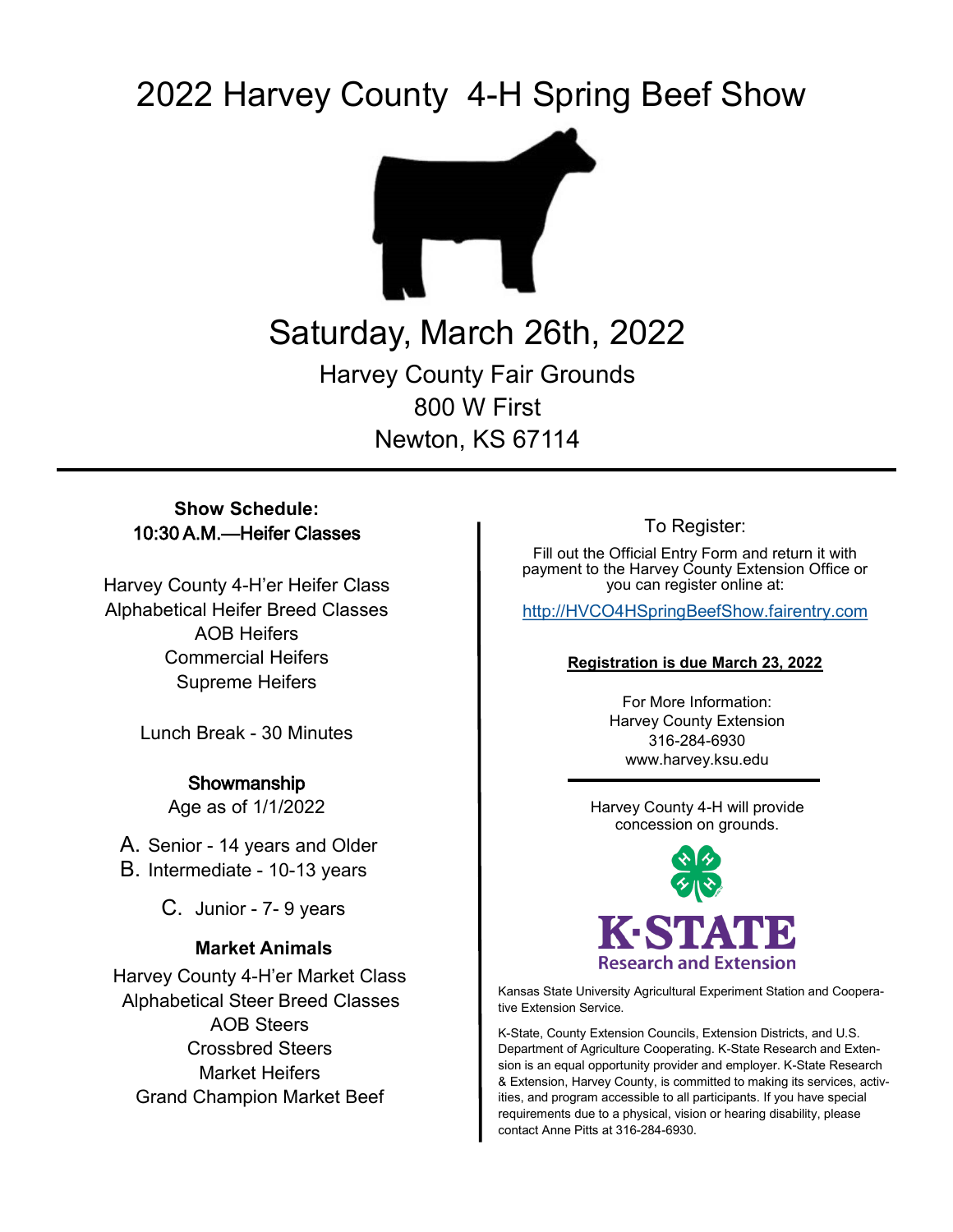# 2022 Harvey County 4-H Spring Beef Show

## Saturday, March 26th, 2022

Harvey County Fair Grounds
800 W First
Newton, KS 67114

---

**Show Schedule:**
**10:30 A.M.—Heifer Classes**

Harvey County 4-H'er Heifer Class
Alphabetical Heifer Breed Classes
AOB Heifers
Commercial Heifers
Supreme Heifers

Lunch Break - 30 Minutes

**Showmanship**
Age as of 1/1/2022

A. Senior - 14 years and Older
B. Intermediate - 10-13 years
C. Junior - 7- 9 years

**Market Animals**

Harvey County 4-H'er Market Class
Alphabetical Steer Breed Classes
AOB Steers
Crossbred Steers
Market Heifers
Grand Champion Market Beef

To Register:

Fill out the Official Entry Form and return it with payment to the Harvey County Extension Office or you can register online at:

http://HVCO4HSpringBeefShow.fairentry.com

**Registration is due March 23, 2022**

For More Information:
Harvey County Extension
316-284-6930
www.harvey.ksu.edu

Harvey County 4-H will provide concession on grounds.

K·STATE
Research and Extension

Kansas State University Agricultural Experiment Station and Cooperative Extension Service.

K-State, County Extension Councils, Extension Districts, and U.S. Department of Agriculture Cooperating. K-State Research and Extension is an equal opportunity provider and employer. K-State Research & Extension, Harvey County, is committed to making its services, activities, and program accessible to all participants. If you have special requirements due to a physical, vision or hearing disability, please contact Anne Pitts at 316-284-6930.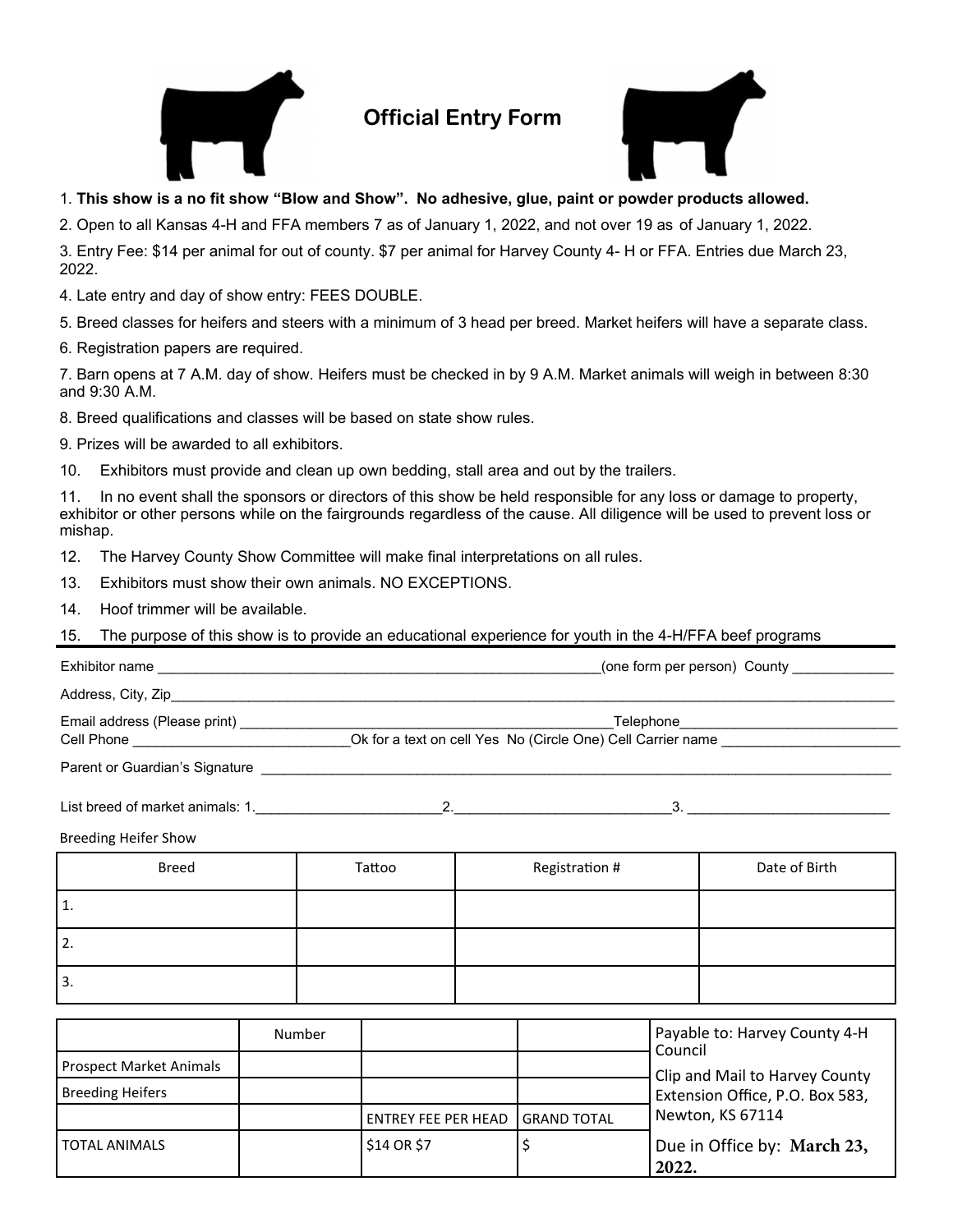# Official Entry Form

1. **This show is a no fit show "Blow and Show". No adhesive, glue, paint or powder products allowed.**
2. Open to all Kansas 4-H and FFA members 7 as of January 1, 2022, and not over 19 as of January 1, 2022.
3. Entry Fee: $14 per animal for out of county. $7 per animal for Harvey County 4- H or FFA. Entries due March 23, 2022.
4. Late entry and day of show entry: FEES DOUBLE.
5. Breed classes for heifers and steers with a minimum of 3 head per breed. Market heifers will have a separate class.
6. Registration papers are required.
7. Barn opens at 7 A.M. day of show. Heifers must be checked in by 9 A.M. Market animals will weigh in between 8:30 and 9:30 A.M.
8. Breed qualifications and classes will be based on state show rules.
9. Prizes will be awarded to all exhibitors.
10. Exhibitors must provide and clean up own bedding, stall area and out by the trailers.
11. In no event shall the sponsors or directors of this show be held responsible for any loss or damage to property, exhibitor or other persons while on the fairgrounds regardless of the cause. All diligence will be used to prevent loss or mishap.
12. The Harvey County Show Committee will make final interpretations on all rules.
13. Exhibitors must show their own animals. NO EXCEPTIONS.
14. Hoof trimmer will be available.
15. The purpose of this show is to provide an educational experience for youth in the 4-H/FFA beef programs

---

Exhibitor name ____________________________________________________________(one form per person) County _____________

Address, City, Zip______________________________________________________________________________________________

Email address (Please print) _________________________________________________Telephone____________________________

Cell Phone _____________________________Ok for a text on cell Yes No (Circle One) Cell Carrier name _______________________

Parent or Guardian's Signature ____________________________________________________________________________________

List breed of market animals: 1.________________________2.____________________________3. __________________________

Breeding Heifer Show

| Breed | Tattoo | Registration # | Date of Birth |
|---|---|---|---|
| 1. | | | |
| 2. | | | |
| 3. | | | |

| | Number | | | |
|---|---|---|---|---|
| Prospect Market Animals | | | | Payable to: Harvey County 4-H Council |
| Breeding Heifers | | | | Clip and Mail to Harvey County Extension Office, P.O. Box 583, Newton, KS 67114 |
| | | ENTREY FEE PER HEAD | GRAND TOTAL | |
| TOTAL ANIMALS | | $14 OR $7 | $ | Due in Office by: **March 23, 2022.** |